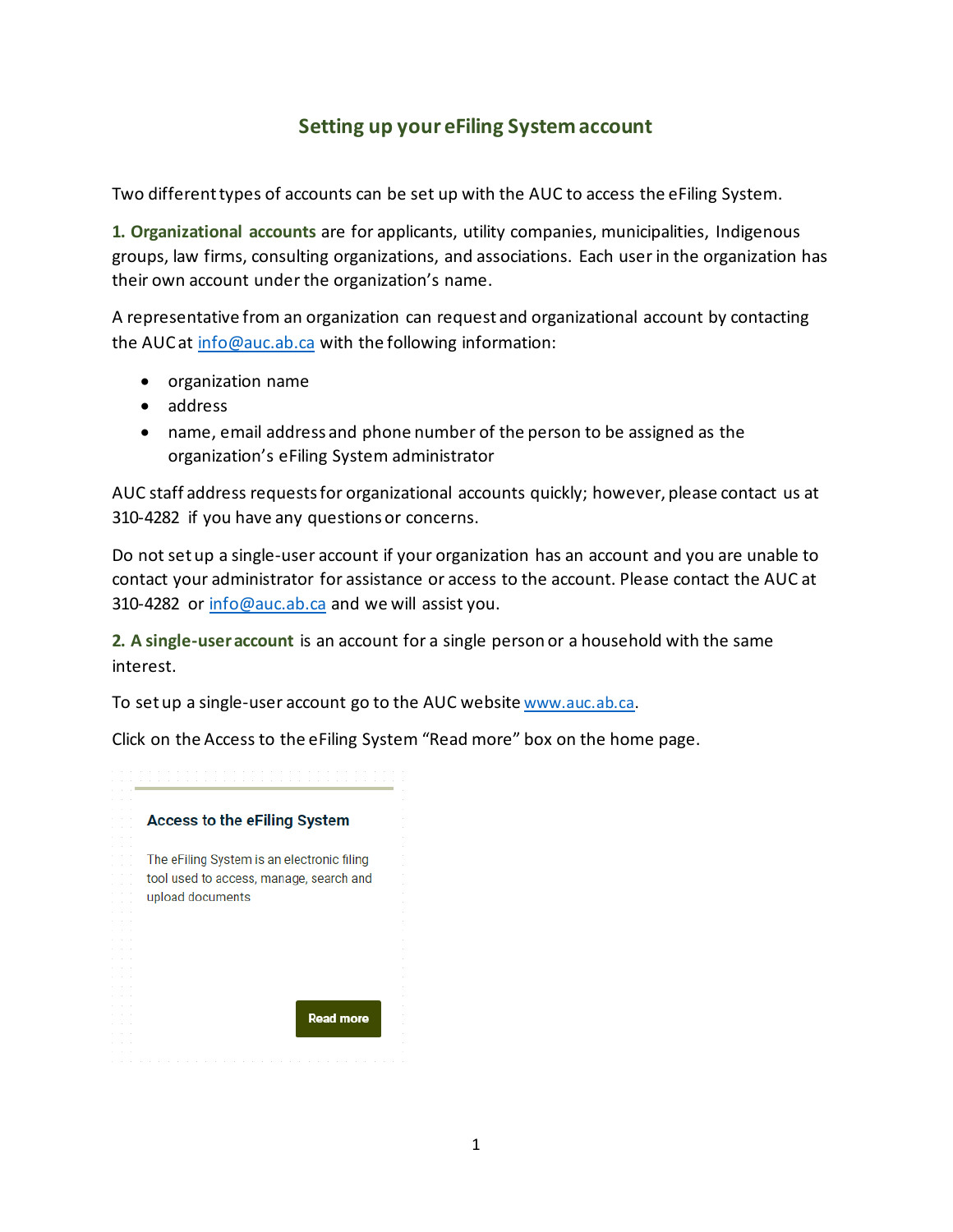# Setting up your eFiling System account

Two different types of accounts can be set up with the AUC to access the eFiling System.

**1. Organizational accounts** are for applicants, utility companies, municipalities, Indigenous groups, law firms, consulting organizations, and associations. Each user in the organization has their own account under the organization's name.

A representative from an organization can request and organizational account by contacting the AUC at info@auc.ab.ca with the following information:

- organization name
- address
- name, email address and phone number of the person to be assigned as the organization's eFiling System administrator

AUC staff address requests for organizational accounts quickly; however, please contact us at 310-4282 if you have any questions or concerns.

Do not set up a single-user account if your organization has an account and you are unable to contact your administrator for assistance or access to the account. Please contact the AUC at 310-4282 or info@auc.ab.ca and we will assist you.

**2. A single-user account** is an account for a single person or a household with the same interest.

To set up a single-user account go to the AUC website www.auc.ab.ca.

Click on the Access to the eFiling System "Read more" box on the home page.

**Access to the eFiling System**

The eFiling System is an electronic filing tool used to access, manage, search and upload documents

Read more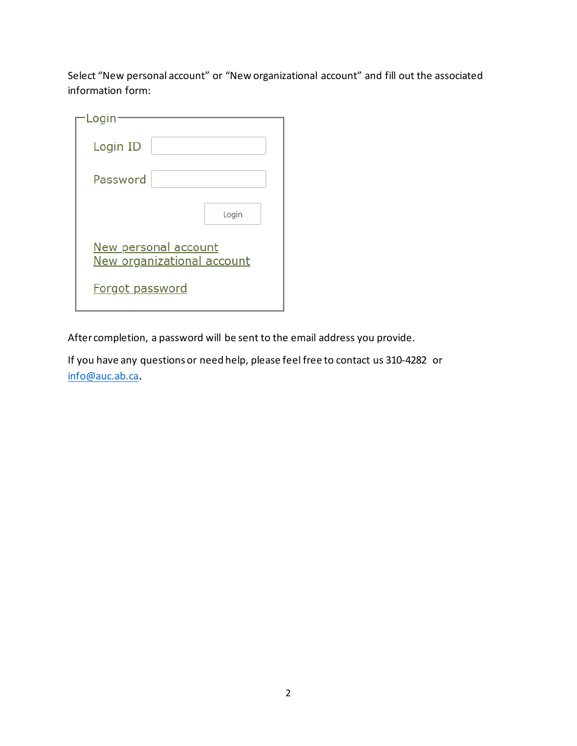Select “New personal account” or “New organizational account” and fill out the associated information form:

Login

Login ID

Password

Login

New personal account
New organizational account

Forgot password

After completion, a password will be sent to the email address you provide.

If you have any questions or need help, please feel free to contact us 310-4282 or info@auc.ab.ca.